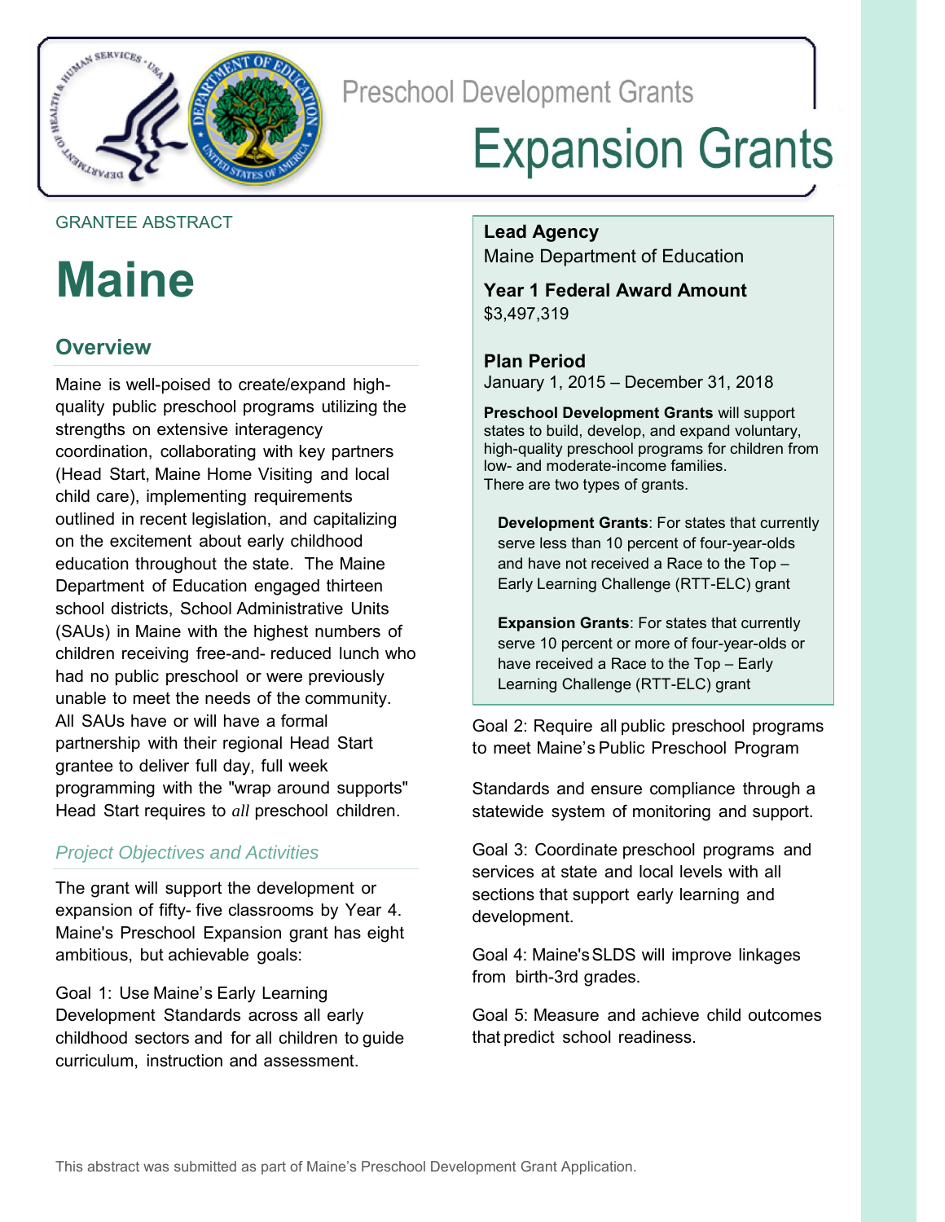Preschool Development Grants

# Expansion Grants

GRANTEE ABSTRACT

# Maine

## Overview

Maine is well-poised to create/expand high-quality public preschool programs utilizing the strengths on extensive interagency coordination, collaborating with key partners (Head Start, Maine Home Visiting and local child care), implementing requirements outlined in recent legislation, and capitalizing on the excitement about early childhood education throughout the state. The Maine Department of Education engaged thirteen school districts, School Administrative Units (SAUs) in Maine with the highest numbers of children receiving free-and- reduced lunch who had no public preschool or were previously unable to meet the needs of the community. All SAUs have or will have a formal partnership with their regional Head Start grantee to deliver full day, full week programming with the "wrap around supports" Head Start requires to *all* preschool children.

### *Project Objectives and Activities*

The grant will support the development or expansion of fifty- five classrooms by Year 4. Maine's Preschool Expansion grant has eight ambitious, but achievable goals:

Goal 1: Use Maine's Early Learning Development Standards across all early childhood sectors and for all children to guide curriculum, instruction and assessment.

Goal 2: Require all public preschool programs to meet Maine's Public Preschool Program Standards and ensure compliance through a statewide system of monitoring and support.

Goal 3: Coordinate preschool programs and services at state and local levels with all sections that support early learning and development.

Goal 4: Maine's SLDS will improve linkages from birth-3rd grades.

Goal 5: Measure and achieve child outcomes that predict school readiness.

**Lead Agency**
Maine Department of Education

**Year 1 Federal Award Amount**
$3,497,319

**Plan Period**
January 1, 2015 – December 31, 2018

**Preschool Development Grants** will support states to build, develop, and expand voluntary, high-quality preschool programs for children from low- and moderate-income families. There are two types of grants.

**Development Grants**: For states that currently serve less than 10 percent of four-year-olds and have not received a Race to the Top – Early Learning Challenge (RTT-ELC) grant

**Expansion Grants**: For states that currently serve 10 percent or more of four-year-olds or have received a Race to the Top – Early Learning Challenge (RTT-ELC) grant

This abstract was submitted as part of Maine's Preschool Development Grant Application.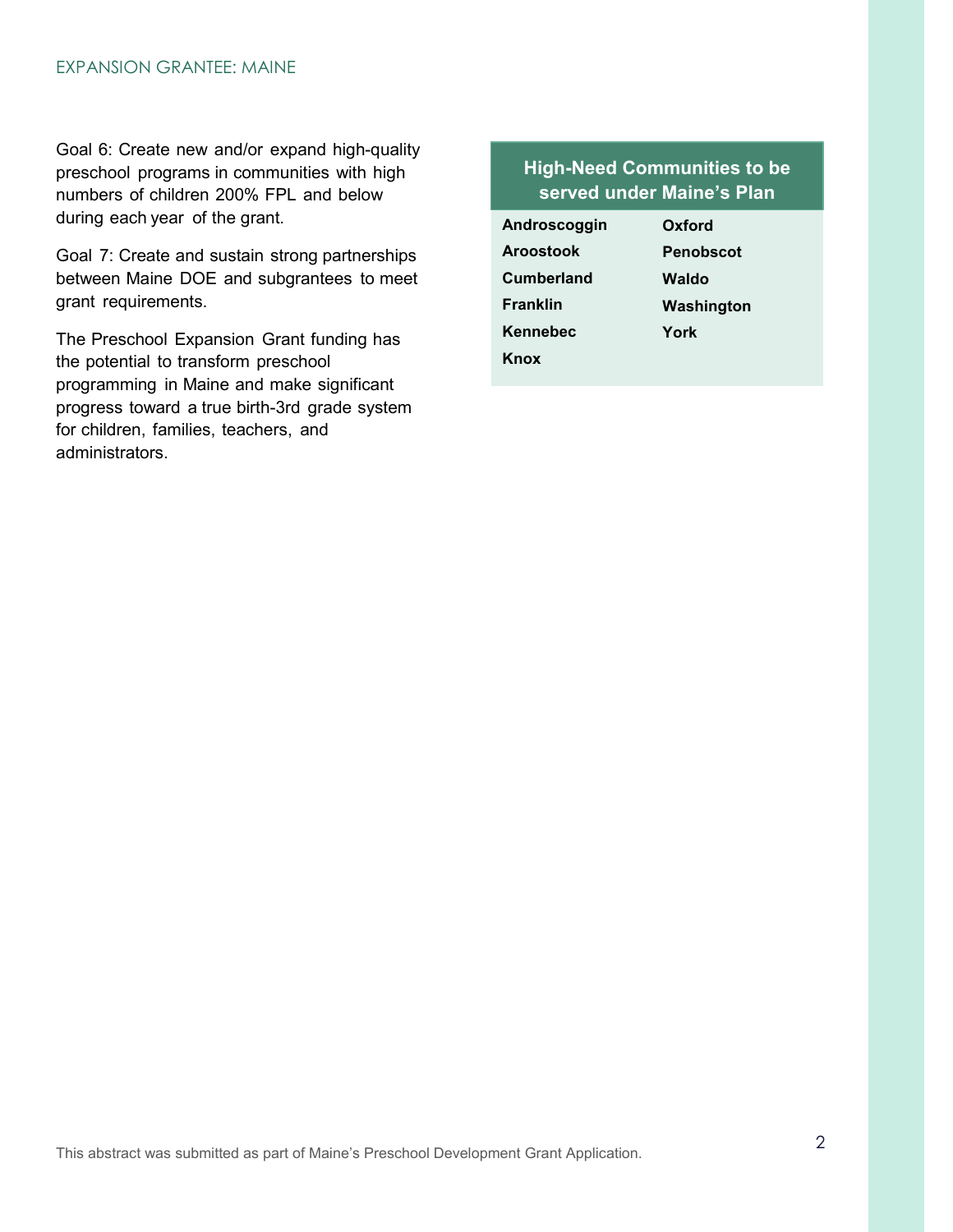Goal 6: Create new and/or expand high-quality preschool programs in communities with high numbers of children 200% FPL and below during each year of the grant.

Goal 7: Create and sustain strong partnerships between Maine DOE and subgrantees to meet grant requirements.

The Preschool Expansion Grant funding has the potential to transform preschool programming in Maine and make significant progress toward a true birth-3rd grade system for children, families, teachers, and administrators.

| High-Need Communities to be served under Maine's Plan | |
|---|---|
| **Androscoggin** | **Oxford** |
| **Aroostook** | **Penobscot** |
| **Cumberland** | **Waldo** |
| **Franklin** | **Washington** |
| **Kennebec** | **York** |
| **Knox** | |

This abstract was submitted as part of Maine's Preschool Development Grant Application.